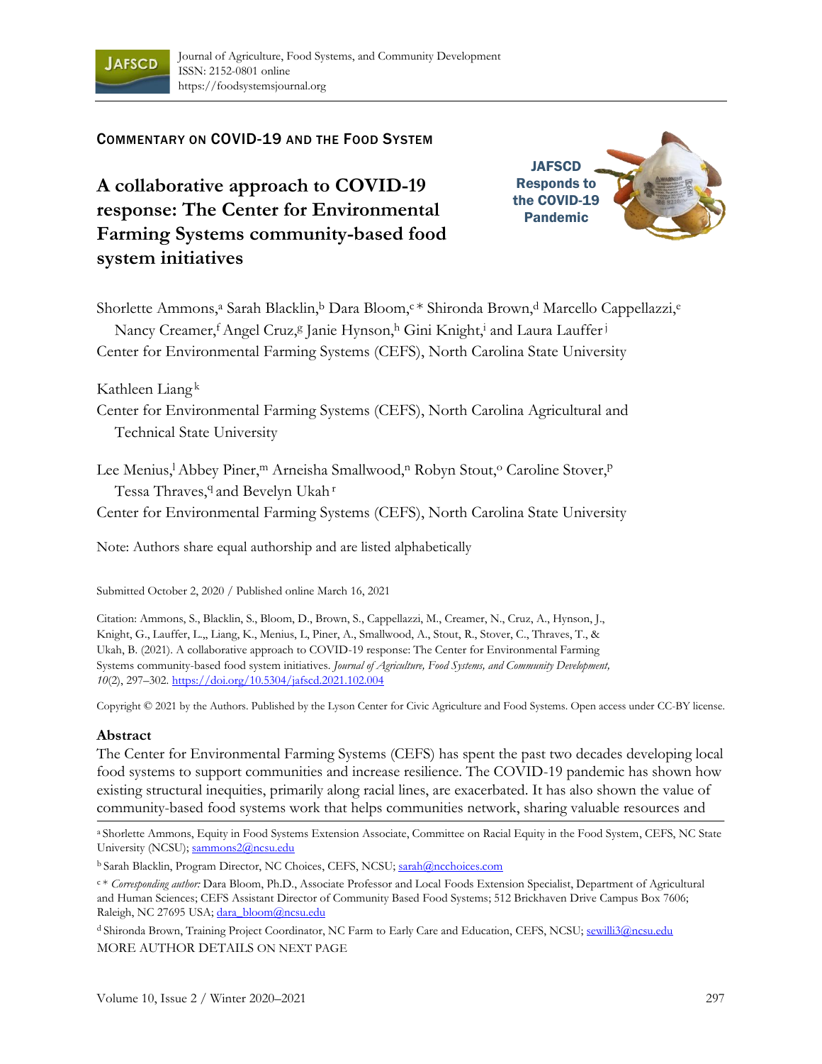Commentary on COVID-19 and the Food System

# A collaborative approach to COVID-19 response: The Center for Environmental Farming Systems community-based food system initiatives

JAFSCD Responds to the COVID-19 Pandemic

Shorlette Ammons,[a] Sarah Blacklin,[b] Dara Bloom,[c] * Shironda Brown,[d] Marcello Cappellazzi,[e] Nancy Creamer,[f] Angel Cruz,[g] Janie Hynson,[h] Gini Knight,[i] and Laura Lauffer[j]
Center for Environmental Farming Systems (CEFS), North Carolina State University

Kathleen Liang[k]
Center for Environmental Farming Systems (CEFS), North Carolina Agricultural and Technical State University

Lee Menius,[l] Abbey Piner,[m] Arneisha Smallwood,[n] Robyn Stout,[o] Caroline Stover,[p] Tessa Thraves,[q] and Bevelyn Ukah[r]
Center for Environmental Farming Systems (CEFS), North Carolina State University

Note: Authors share equal authorship and are listed alphabetically

Submitted October 2, 2020 / Published online March 16, 2021

Citation: Ammons, S., Blacklin, S., Bloom, D., Brown, S., Cappellazzi, M., Creamer, N., Cruz, A., Hynson, J., Knight, G., Lauffer, L.,, Liang, K., Menius, L, Piner, A., Smallwood, A., Stout, R., Stover, C., Thraves, T., & Ukah, B. (2021). A collaborative approach to COVID-19 response: The Center for Environmental Farming Systems community-based food system initiatives. *Journal of Agriculture, Food Systems, and Community Development, 10*(2), 297–302. https://doi.org/10.5304/jafscd.2021.102.004

Copyright © 2021 by the Authors. Published by the Lyson Center for Civic Agriculture and Food Systems. Open access under CC-BY license.

## Abstract

The Center for Environmental Farming Systems (CEFS) has spent the past two decades developing local food systems to support communities and increase resilience. The COVID-19 pandemic has shown how existing structural inequities, primarily along racial lines, are exacerbated. It has also shown the value of community-based food systems work that helps communities network, sharing valuable resources and

[a] Shorlette Ammons, Equity in Food Systems Extension Associate, Committee on Racial Equity in the Food System, CEFS, NC State University (NCSU); sammons2@ncsu.edu

[b] Sarah Blacklin, Program Director, NC Choices, CEFS, NCSU; sarah@ncchoices.com

[c] * *Corresponding author:* Dara Bloom, Ph.D., Associate Professor and Local Foods Extension Specialist, Department of Agricultural and Human Sciences; CEFS Assistant Director of Community Based Food Systems; 512 Brickhaven Drive Campus Box 7606; Raleigh, NC 27695 USA; dara_bloom@ncsu.edu

[d] Shironda Brown, Training Project Coordinator, NC Farm to Early Care and Education, CEFS, NCSU; sewilli3@ncsu.edu

MORE AUTHOR DETAILS ON NEXT PAGE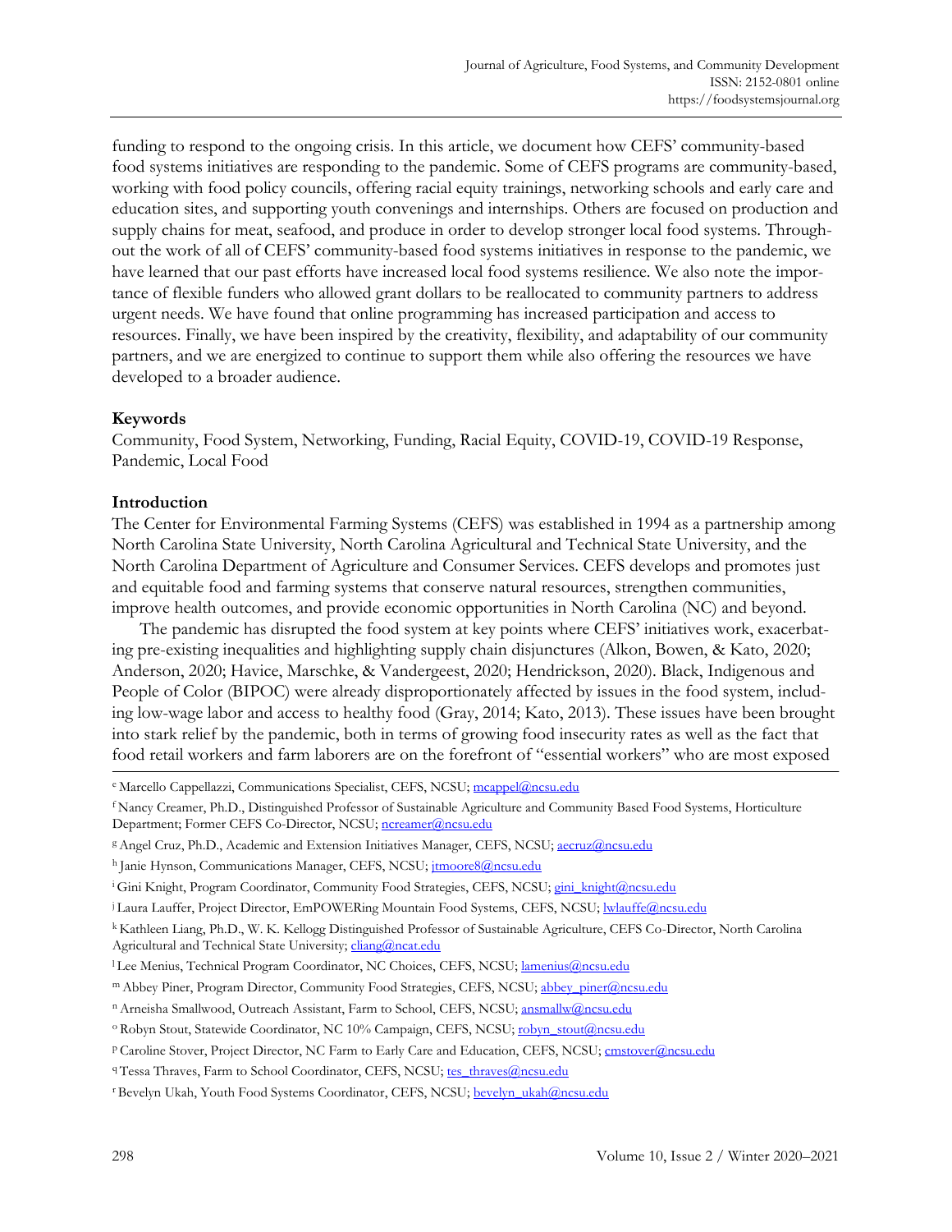funding to respond to the ongoing crisis. In this article, we document how CEFS' community-based food systems initiatives are responding to the pandemic. Some of CEFS programs are community-based, working with food policy councils, offering racial equity trainings, networking schools and early care and education sites, and supporting youth convenings and internships. Others are focused on production and supply chains for meat, seafood, and produce in order to develop stronger local food systems. Throughout the work of all of CEFS' community-based food systems initiatives in response to the pandemic, we have learned that our past efforts have increased local food systems resilience. We also note the importance of flexible funders who allowed grant dollars to be reallocated to community partners to address urgent needs. We have found that online programming has increased participation and access to resources. Finally, we have been inspired by the creativity, flexibility, and adaptability of our community partners, and we are energized to continue to support them while also offering the resources we have developed to a broader audience.

**Keywords**

Community, Food System, Networking, Funding, Racial Equity, COVID-19, COVID-19 Response, Pandemic, Local Food

**Introduction**

The Center for Environmental Farming Systems (CEFS) was established in 1994 as a partnership among North Carolina State University, North Carolina Agricultural and Technical State University, and the North Carolina Department of Agriculture and Consumer Services. CEFS develops and promotes just and equitable food and farming systems that conserve natural resources, strengthen communities, improve health outcomes, and provide economic opportunities in North Carolina (NC) and beyond.

The pandemic has disrupted the food system at key points where CEFS' initiatives work, exacerbating pre-existing inequalities and highlighting supply chain disjunctures (Alkon, Bowen, & Kato, 2020; Anderson, 2020; Havice, Marschke, & Vandergeest, 2020; Hendrickson, 2020). Black, Indigenous and People of Color (BIPOC) were already disproportionately affected by issues in the food system, including low-wage labor and access to healthy food (Gray, 2014; Kato, 2013). These issues have been brought into stark relief by the pandemic, both in terms of growing food insecurity rates as well as the fact that food retail workers and farm laborers are on the forefront of "essential workers" who are most exposed

---

[e] Marcello Cappellazzi, Communications Specialist, CEFS, NCSU; mcappel@ncsu.edu

[f] Nancy Creamer, Ph.D., Distinguished Professor of Sustainable Agriculture and Community Based Food Systems, Horticulture Department; Former CEFS Co-Director, NCSU; ncreamer@ncsu.edu

[g] Angel Cruz, Ph.D., Academic and Extension Initiatives Manager, CEFS, NCSU; aecruz@ncsu.edu

[h] Janie Hynson, Communications Manager, CEFS, NCSU; jtmoore8@ncsu.edu

[i] Gini Knight, Program Coordinator, Community Food Strategies, CEFS, NCSU; gini_knight@ncsu.edu

[j] Laura Lauffer, Project Director, EmPOWERing Mountain Food Systems, CEFS, NCSU; lwlauffe@ncsu.edu

[k] Kathleen Liang, Ph.D., W. K. Kellogg Distinguished Professor of Sustainable Agriculture, CEFS Co-Director, North Carolina Agricultural and Technical State University; cliang@ncat.edu

[l] Lee Menius, Technical Program Coordinator, NC Choices, CEFS, NCSU; lamenius@ncsu.edu

[m] Abbey Piner, Program Director, Community Food Strategies, CEFS, NCSU; abbey_piner@ncsu.edu

[n] Arneisha Smallwood, Outreach Assistant, Farm to School, CEFS, NCSU; ansmallw@ncsu.edu

[o] Robyn Stout, Statewide Coordinator, NC 10% Campaign, CEFS, NCSU; robyn_stout@ncsu.edu

[p] Caroline Stover, Project Director, NC Farm to Early Care and Education, CEFS, NCSU; cmstover@ncsu.edu

[q] Tessa Thraves, Farm to School Coordinator, CEFS, NCSU; tes_thraves@ncsu.edu

[r] Bevelyn Ukah, Youth Food Systems Coordinator, CEFS, NCSU; bevelyn_ukah@ncsu.edu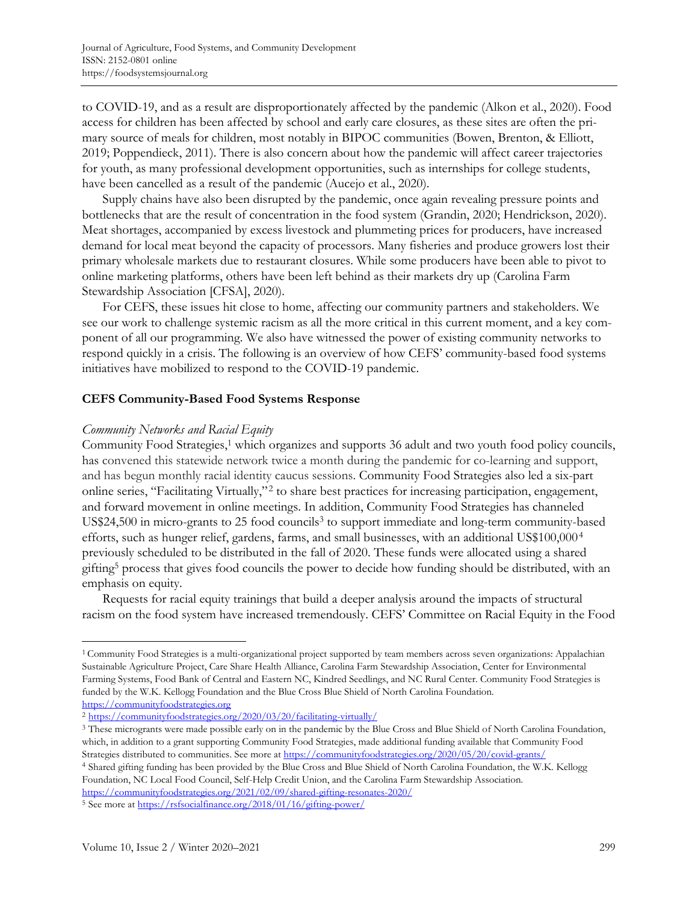to COVID-19, and as a result are disproportionately affected by the pandemic (Alkon et al., 2020). Food access for children has been affected by school and early care closures, as these sites are often the primary source of meals for children, most notably in BIPOC communities (Bowen, Brenton, & Elliott, 2019; Poppendieck, 2011). There is also concern about how the pandemic will affect career trajectories for youth, as many professional development opportunities, such as internships for college students, have been cancelled as a result of the pandemic (Aucejo et al., 2020).

Supply chains have also been disrupted by the pandemic, once again revealing pressure points and bottlenecks that are the result of concentration in the food system (Grandin, 2020; Hendrickson, 2020). Meat shortages, accompanied by excess livestock and plummeting prices for producers, have increased demand for local meat beyond the capacity of processors. Many fisheries and produce growers lost their primary wholesale markets due to restaurant closures. While some producers have been able to pivot to online marketing platforms, others have been left behind as their markets dry up (Carolina Farm Stewardship Association [CFSA], 2020).

For CEFS, these issues hit close to home, affecting our community partners and stakeholders. We see our work to challenge systemic racism as all the more critical in this current moment, and a key component of all our programming. We also have witnessed the power of existing community networks to respond quickly in a crisis. The following is an overview of how CEFS' community-based food systems initiatives have mobilized to respond to the COVID-19 pandemic.

## CEFS Community-Based Food Systems Response

### *Community Networks and Racial Equity*

Community Food Strategies,[1] which organizes and supports 36 adult and two youth food policy councils, has convened this statewide network twice a month during the pandemic for co-learning and support, and has begun monthly racial identity caucus sessions. Community Food Strategies also led a six-part online series, "Facilitating Virtually,"[2] to share best practices for increasing participation, engagement, and forward movement in online meetings. In addition, Community Food Strategies has channeled US$24,500 in micro-grants to 25 food councils[3] to support immediate and long-term community-based efforts, such as hunger relief, gardens, farms, and small businesses, with an additional US$100,000[4] previously scheduled to be distributed in the fall of 2020. These funds were allocated using a shared gifting[5] process that gives food councils the power to decide how funding should be distributed, with an emphasis on equity.

Requests for racial equity trainings that build a deeper analysis around the impacts of structural racism on the food system have increased tremendously. CEFS' Committee on Racial Equity in the Food

---

[1] Community Food Strategies is a multi-organizational project supported by team members across seven organizations: Appalachian Sustainable Agriculture Project, Care Share Health Alliance, Carolina Farm Stewardship Association, Center for Environmental Farming Systems, Food Bank of Central and Eastern NC, Kindred Seedlings, and NC Rural Center. Community Food Strategies is funded by the W.K. Kellogg Foundation and the Blue Cross Blue Shield of North Carolina Foundation. https://communityfoodstrategies.org

[2] https://communityfoodstrategies.org/2020/03/20/facilitating-virtually/

[3] These microgrants were made possible early on in the pandemic by the Blue Cross and Blue Shield of North Carolina Foundation, which, in addition to a grant supporting Community Food Strategies, made additional funding available that Community Food Strategies distributed to communities. See more at https://communityfoodstrategies.org/2020/05/20/covid-grants/

[4] Shared gifting funding has been provided by the Blue Cross and Blue Shield of North Carolina Foundation, the W.K. Kellogg Foundation, NC Local Food Council, Self-Help Credit Union, and the Carolina Farm Stewardship Association. https://communityfoodstrategies.org/2021/02/09/shared-gifting-resonates-2020/

[5] See more at https://rsfsocialfinance.org/2018/01/16/gifting-power/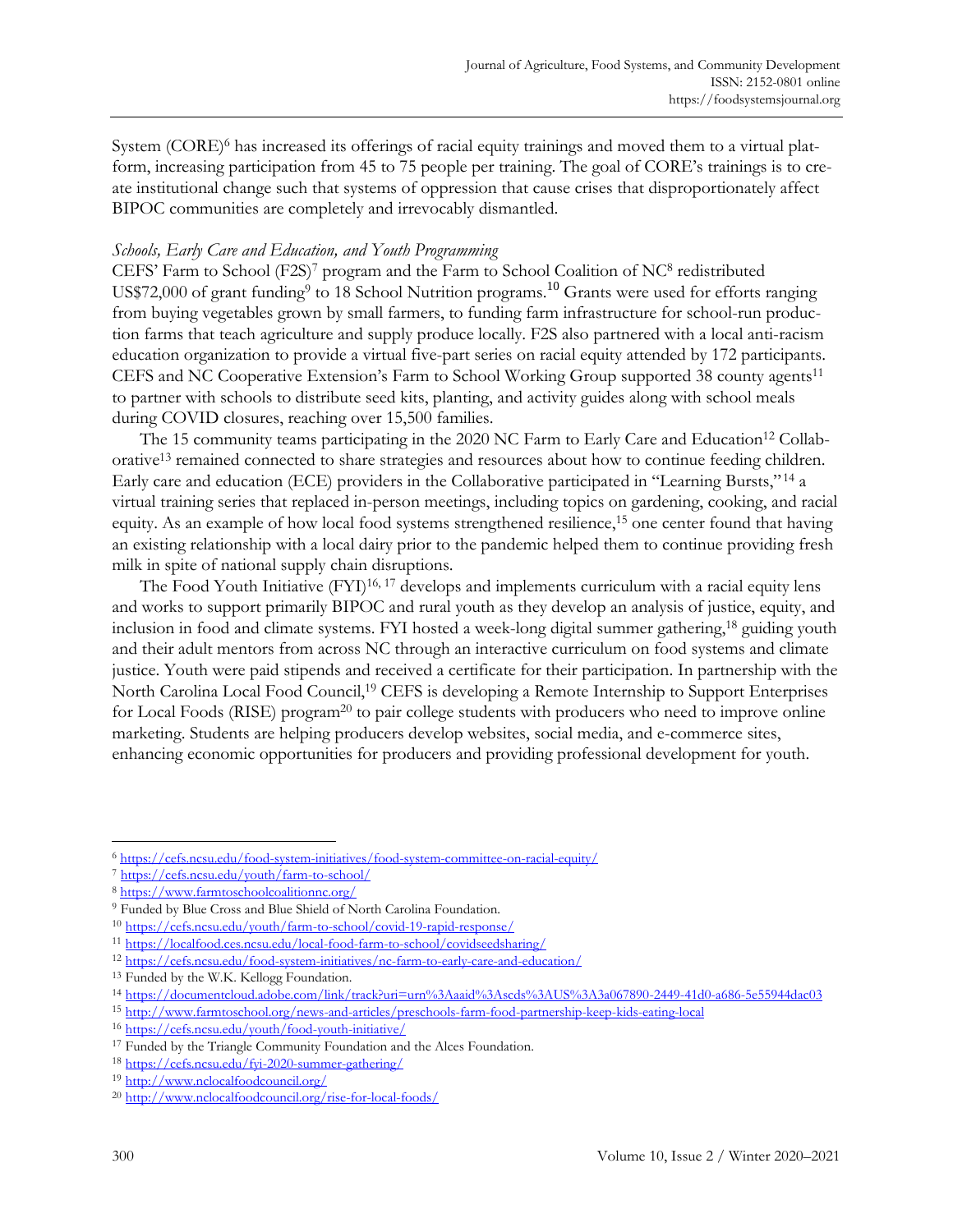System (CORE)[6] has increased its offerings of racial equity trainings and moved them to a virtual platform, increasing participation from 45 to 75 people per training. The goal of CORE's trainings is to create institutional change such that systems of oppression that cause crises that disproportionately affect BIPOC communities are completely and irrevocably dismantled.

*Schools, Early Care and Education, and Youth Programming*

CEFS' Farm to School (F2S)[7] program and the Farm to School Coalition of NC[8] redistributed US$72,000 of grant funding[9] to 18 School Nutrition programs.[10] Grants were used for efforts ranging from buying vegetables grown by small farmers, to funding farm infrastructure for school-run production farms that teach agriculture and supply produce locally. F2S also partnered with a local anti-racism education organization to provide a virtual five-part series on racial equity attended by 172 participants. CEFS and NC Cooperative Extension's Farm to School Working Group supported 38 county agents[11] to partner with schools to distribute seed kits, planting, and activity guides along with school meals during COVID closures, reaching over 15,500 families.

The 15 community teams participating in the 2020 NC Farm to Early Care and Education[12] Collaborative[13] remained connected to share strategies and resources about how to continue feeding children. Early care and education (ECE) providers in the Collaborative participated in "Learning Bursts,"[14] a virtual training series that replaced in-person meetings, including topics on gardening, cooking, and racial equity. As an example of how local food systems strengthened resilience,[15] one center found that having an existing relationship with a local dairy prior to the pandemic helped them to continue providing fresh milk in spite of national supply chain disruptions.

The Food Youth Initiative (FYI)[16, 17] develops and implements curriculum with a racial equity lens and works to support primarily BIPOC and rural youth as they develop an analysis of justice, equity, and inclusion in food and climate systems. FYI hosted a week-long digital summer gathering,[18] guiding youth and their adult mentors from across NC through an interactive curriculum on food systems and climate justice. Youth were paid stipends and received a certificate for their participation. In partnership with the North Carolina Local Food Council,[19] CEFS is developing a Remote Internship to Support Enterprises for Local Foods (RISE) program[20] to pair college students with producers who need to improve online marketing. Students are helping producers develop websites, social media, and e-commerce sites, enhancing economic opportunities for producers and providing professional development for youth.

---

[6] https://cefs.ncsu.edu/food-system-initiatives/food-system-committee-on-racial-equity/

[7] https://cefs.ncsu.edu/youth/farm-to-school/

[8] https://www.farmtoschoolcoalitionnc.org/

[9] Funded by Blue Cross and Blue Shield of North Carolina Foundation.

[10] https://cefs.ncsu.edu/youth/farm-to-school/covid-19-rapid-response/

[11] https://localfood.ces.ncsu.edu/local-food-farm-to-school/covidseedsharing/

[12] https://cefs.ncsu.edu/food-system-initiatives/nc-farm-to-early-care-and-education/

[13] Funded by the W.K. Kellogg Foundation.

[14] https://documentcloud.adobe.com/link/track?uri=urn%3Aaaid%3Ascds%3AUS%3A3a067890-2449-41d0-a686-5e55944dac03

[15] http://www.farmtoschool.org/news-and-articles/preschools-farm-food-partnership-keep-kids-eating-local

[16] https://cefs.ncsu.edu/youth/food-youth-initiative/

[17] Funded by the Triangle Community Foundation and the Alces Foundation.

[18] https://cefs.ncsu.edu/fyi-2020-summer-gathering/

[19] http://www.nclocalfoodcouncil.org/

[20] http://www.nclocalfoodcouncil.org/rise-for-local-foods/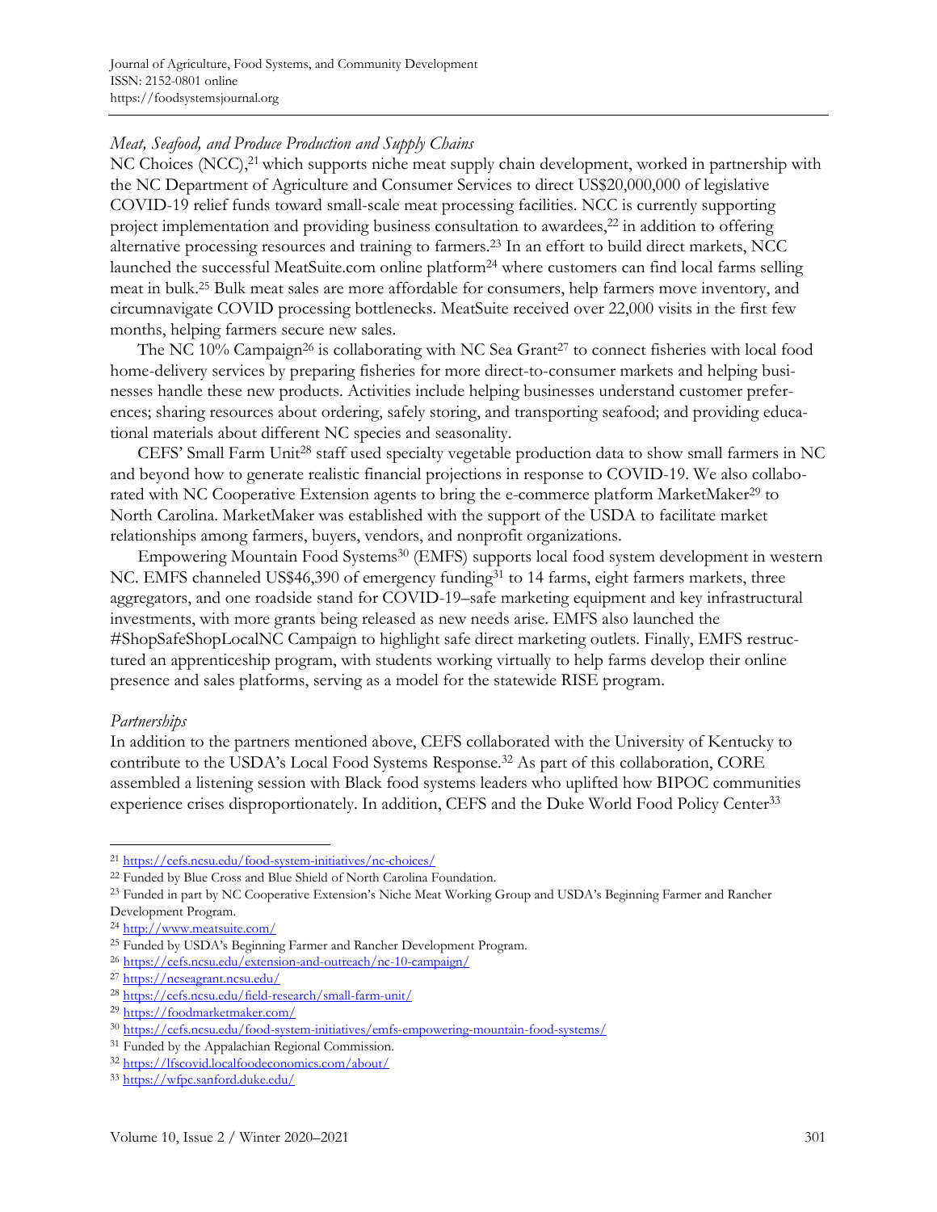*Meat, Seafood, and Produce Production and Supply Chains*

NC Choices (NCC),[21] which supports niche meat supply chain development, worked in partnership with the NC Department of Agriculture and Consumer Services to direct US$20,000,000 of legislative COVID-19 relief funds toward small-scale meat processing facilities. NCC is currently supporting project implementation and providing business consultation to awardees,[22] in addition to offering alternative processing resources and training to farmers.[23] In an effort to build direct markets, NCC launched the successful MeatSuite.com online platform[24] where customers can find local farms selling meat in bulk.[25] Bulk meat sales are more affordable for consumers, help farmers move inventory, and circumnavigate COVID processing bottlenecks. MeatSuite received over 22,000 visits in the first few months, helping farmers secure new sales.

The NC 10% Campaign[26] is collaborating with NC Sea Grant[27] to connect fisheries with local food home-delivery services by preparing fisheries for more direct-to-consumer markets and helping businesses handle these new products. Activities include helping businesses understand customer preferences; sharing resources about ordering, safely storing, and transporting seafood; and providing educational materials about different NC species and seasonality.

CEFS' Small Farm Unit[28] staff used specialty vegetable production data to show small farmers in NC and beyond how to generate realistic financial projections in response to COVID-19. We also collaborated with NC Cooperative Extension agents to bring the e-commerce platform MarketMaker[29] to North Carolina. MarketMaker was established with the support of the USDA to facilitate market relationships among farmers, buyers, vendors, and nonprofit organizations.

Empowering Mountain Food Systems[30] (EMFS) supports local food system development in western NC. EMFS channeled US$46,390 of emergency funding[31] to 14 farms, eight farmers markets, three aggregators, and one roadside stand for COVID-19–safe marketing equipment and key infrastructural investments, with more grants being released as new needs arise. EMFS also launched the #ShopSafeShopLocalNC Campaign to highlight safe direct marketing outlets. Finally, EMFS restructured an apprenticeship program, with students working virtually to help farms develop their online presence and sales platforms, serving as a model for the statewide RISE program.

*Partnerships*

In addition to the partners mentioned above, CEFS collaborated with the University of Kentucky to contribute to the USDA's Local Food Systems Response.[32] As part of this collaboration, CORE assembled a listening session with Black food systems leaders who uplifted how BIPOC communities experience crises disproportionately. In addition, CEFS and the Duke World Food Policy Center[33]

---

[21] https://cefs.ncsu.edu/food-system-initiatives/nc-choices/

[22] Funded by Blue Cross and Blue Shield of North Carolina Foundation.

[23] Funded in part by NC Cooperative Extension's Niche Meat Working Group and USDA's Beginning Farmer and Rancher Development Program.

[24] http://www.meatsuite.com/

[25] Funded by USDA's Beginning Farmer and Rancher Development Program.

[26] https://cefs.ncsu.edu/extension-and-outreach/nc-10-campaign/

[27] https://ncseagrant.ncsu.edu/

[28] https://cefs.ncsu.edu/field-research/small-farm-unit/

[29] https://foodmarketmaker.com/

[30] https://cefs.ncsu.edu/food-system-initiatives/emfs-empowering-mountain-food-systems/

[31] Funded by the Appalachian Regional Commission.

[32] https://lfscovid.localfoodeconomics.com/about/

[33] https://wfpc.sanford.duke.edu/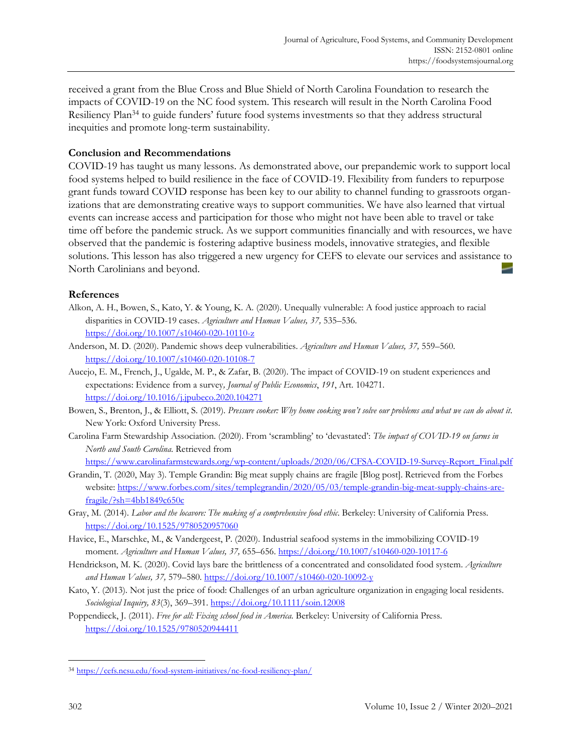received a grant from the Blue Cross and Blue Shield of North Carolina Foundation to research the impacts of COVID-19 on the NC food system. This research will result in the North Carolina Food Resiliency Plan[34] to guide funders' future food systems investments so that they address structural inequities and promote long-term sustainability.

## Conclusion and Recommendations

COVID-19 has taught us many lessons. As demonstrated above, our prepandemic work to support local food systems helped to build resilience in the face of COVID-19. Flexibility from funders to repurpose grant funds toward COVID response has been key to our ability to channel funding to grassroots organizations that are demonstrating creative ways to support communities. We have also learned that virtual events can increase access and participation for those who might not have been able to travel or take time off before the pandemic struck. As we support communities financially and with resources, we have observed that the pandemic is fostering adaptive business models, innovative strategies, and flexible solutions. This lesson has also triggered a new urgency for CEFS to elevate our services and assistance to North Carolinians and beyond.

## References

Alkon, A. H., Bowen, S., Kato, Y. & Young, K. A. (2020). Unequally vulnerable: A food justice approach to racial disparities in COVID-19 cases. *Agriculture and Human Values, 37,* 535–536. https://doi.org/10.1007/s10460-020-10110-z

Anderson, M. D. (2020). Pandemic shows deep vulnerabilities. *Agriculture and Human Values, 37,* 559–560. https://doi.org/10.1007/s10460-020-10108-7

Aucejo, E. M., French, J., Ugalde, M. P., & Zafar, B. (2020). The impact of COVID-19 on student experiences and expectations: Evidence from a survey*, Journal of Public Economics*, *191*, Art. 104271. https://doi.org/10.1016/j.jpubeco.2020.104271

Bowen, S., Brenton, J., & Elliott, S. (2019). *Pressure cooker: Why home cooking won't solve our problems and what we can do about it*. New York: Oxford University Press.

Carolina Farm Stewardship Association. (2020). From 'scrambling' to 'devastated': *The impact of COVID-19 on farms in North and South Carolina.* Retrieved from https://www.carolinafarmstewards.org/wp-content/uploads/2020/06/CFSA-COVID-19-Survey-Report_Final.pdf

Grandin, T. (2020, May 3). Temple Grandin: Big meat supply chains are fragile [Blog post]. Retrieved from the Forbes website: https://www.forbes.com/sites/templegrandin/2020/05/03/temple-grandin-big-meat-supply-chains-are-fragile/?sh=4bb1849c650c

Gray, M. (2014). *Labor and the locavore: The making of a comprehensive food ethic.* Berkeley: University of California Press. https://doi.org/10.1525/9780520957060

Havice, E., Marschke, M., & Vandergeest, P. (2020). Industrial seafood systems in the immobilizing COVID-19 moment. *Agriculture and Human Values, 37,* 655–656. https://doi.org/10.1007/s10460-020-10117-6

Hendrickson, M. K. (2020). Covid lays bare the brittleness of a concentrated and consolidated food system. *Agriculture and Human Values, 37,* 579–580. https://doi.org/10.1007/s10460-020-10092-y

Kato, Y. (2013). Not just the price of food: Challenges of an urban agriculture organization in engaging local residents. *Sociological Inquiry, 83*(3), 369–391. https://doi.org/10.1111/soin.12008

Poppendieck, J. (2011). *Free for all: Fixing school food in America.* Berkeley: University of California Press. https://doi.org/10.1525/9780520944411

[34] https://cefs.ncsu.edu/food-system-initiatives/nc-food-resiliency-plan/